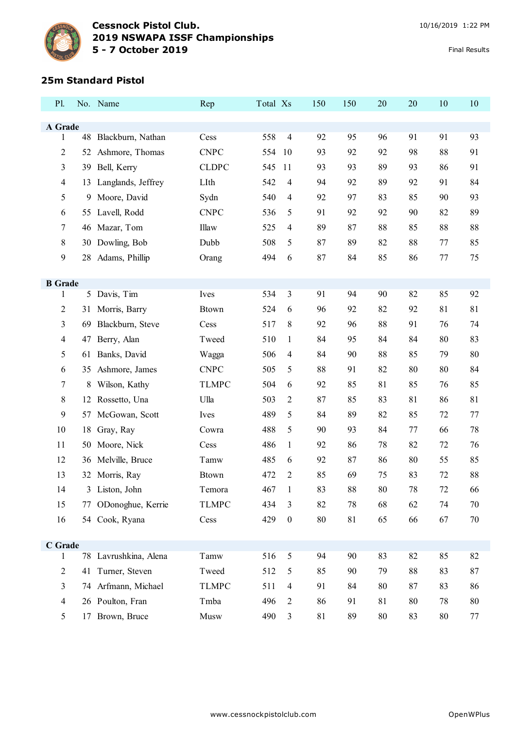# Cessnock Pistol Club.
## 2019 NSWAPA ISSF Championships
## 5 - 7 October 2019

10/16/2019 1:22 PM

Final Results

### 25m Standard Pistol

| Pl. | No. | Name | Rep | Total | Xs | 150 | 150 | 20 | 20 | 10 | 10 |
|---|---|---|---|---|---|---|---|---|---|---|---|
| **A Grade** | | | | | | | | | | | |
| 1 | 48 | Blackburn, Nathan | Cess | 558 | 4 | 92 | 95 | 96 | 91 | 91 | 93 |
| 2 | 52 | Ashmore, Thomas | CNPC | 554 | 10 | 93 | 92 | 92 | 98 | 88 | 91 |
| 3 | 39 | Bell, Kerry | CLDPC | 545 | 11 | 93 | 93 | 89 | 93 | 86 | 91 |
| 4 | 13 | Langlands, Jeffrey | LIth | 542 | 4 | 94 | 92 | 89 | 92 | 91 | 84 |
| 5 | 9 | Moore, David | Sydn | 540 | 4 | 92 | 97 | 83 | 85 | 90 | 93 |
| 6 | 55 | Lavell, Rodd | CNPC | 536 | 5 | 91 | 92 | 92 | 90 | 82 | 89 |
| 7 | 46 | Mazar, Tom | Illaw | 525 | 4 | 89 | 87 | 88 | 85 | 88 | 88 |
| 8 | 30 | Dowling, Bob | Dubb | 508 | 5 | 87 | 89 | 82 | 88 | 77 | 85 |
| 9 | 28 | Adams, Phillip | Orang | 494 | 6 | 87 | 84 | 85 | 86 | 77 | 75 |
| **B Grade** | | | | | | | | | | | |
| 1 | 5 | Davis, Tim | Ives | 534 | 3 | 91 | 94 | 90 | 82 | 85 | 92 |
| 2 | 31 | Morris, Barry | Btown | 524 | 6 | 96 | 92 | 82 | 92 | 81 | 81 |
| 3 | 69 | Blackburn, Steve | Cess | 517 | 8 | 92 | 96 | 88 | 91 | 76 | 74 |
| 4 | 47 | Berry, Alan | Tweed | 510 | 1 | 84 | 95 | 84 | 84 | 80 | 83 |
| 5 | 61 | Banks, David | Wagga | 506 | 4 | 84 | 90 | 88 | 85 | 79 | 80 |
| 6 | 35 | Ashmore, James | CNPC | 505 | 5 | 88 | 91 | 82 | 80 | 80 | 84 |
| 7 | 8 | Wilson, Kathy | TLMPC | 504 | 6 | 92 | 85 | 81 | 85 | 76 | 85 |
| 8 | 12 | Rossetto, Una | Ulla | 503 | 2 | 87 | 85 | 83 | 81 | 86 | 81 |
| 9 | 57 | McGowan, Scott | Ives | 489 | 5 | 84 | 89 | 82 | 85 | 72 | 77 |
| 10 | 18 | Gray, Ray | Cowra | 488 | 5 | 90 | 93 | 84 | 77 | 66 | 78 |
| 11 | 50 | Moore, Nick | Cess | 486 | 1 | 92 | 86 | 78 | 82 | 72 | 76 |
| 12 | 36 | Melville, Bruce | Tamw | 485 | 6 | 92 | 87 | 86 | 80 | 55 | 85 |
| 13 | 32 | Morris, Ray | Btown | 472 | 2 | 85 | 69 | 75 | 83 | 72 | 88 |
| 14 | 3 | Liston, John | Temora | 467 | 1 | 83 | 88 | 80 | 78 | 72 | 66 |
| 15 | 77 | ODonoghue, Kerrie | TLMPC | 434 | 3 | 82 | 78 | 68 | 62 | 74 | 70 |
| 16 | 54 | Cook, Ryana | Cess | 429 | 0 | 80 | 81 | 65 | 66 | 67 | 70 |
| **C Grade** | | | | | | | | | | | |
| 1 | 78 | Lavrushkina, Alena | Tamw | 516 | 5 | 94 | 90 | 83 | 82 | 85 | 82 |
| 2 | 41 | Turner, Steven | Tweed | 512 | 5 | 85 | 90 | 79 | 88 | 83 | 87 |
| 3 | 74 | Arfmann, Michael | TLMPC | 511 | 4 | 91 | 84 | 80 | 87 | 83 | 86 |
| 4 | 26 | Poulton, Fran | Tmba | 496 | 2 | 86 | 91 | 81 | 80 | 78 | 80 |
| 5 | 17 | Brown, Bruce | Musw | 490 | 3 | 81 | 89 | 80 | 83 | 80 | 77 |

www.cessnockpistolclub.com OpenWPlus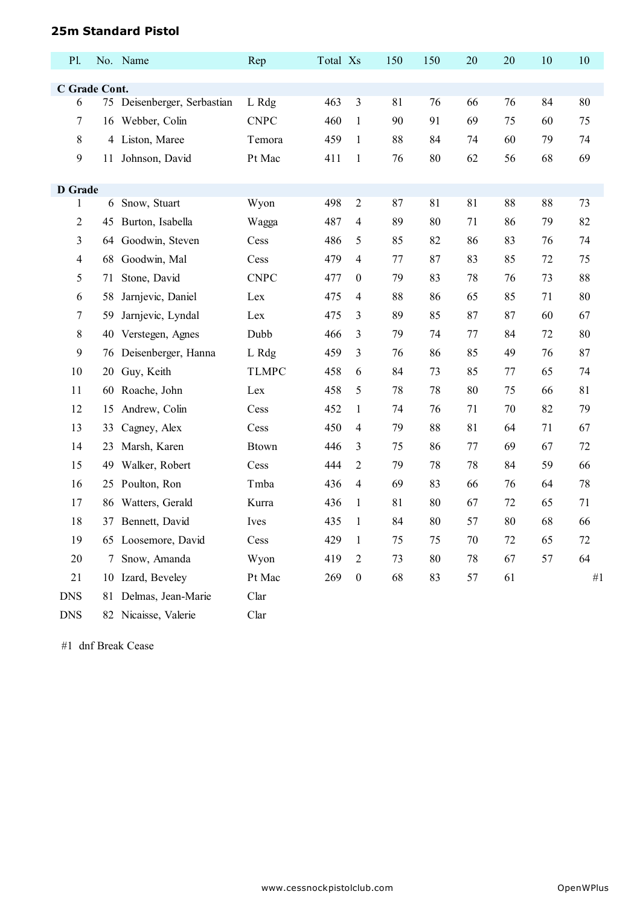## 25m Standard Pistol

| Pl. | No. | Name | Rep | Total | Xs | 150 | 150 | 20 | 20 | 10 | 10 |
|---|---|---|---|---|---|---|---|---|---|---|---|
| **C Grade Cont.** | | | | | | | | | | | |
| 6 | 75 | Deisenberger, Serbastian | L Rdg | 463 | 3 | 81 | 76 | 66 | 76 | 84 | 80 |
| 7 | 16 | Webber, Colin | CNPC | 460 | 1 | 90 | 91 | 69 | 75 | 60 | 75 |
| 8 | 4 | Liston, Maree | Temora | 459 | 1 | 88 | 84 | 74 | 60 | 79 | 74 |
| 9 | 11 | Johnson, David | Pt Mac | 411 | 1 | 76 | 80 | 62 | 56 | 68 | 69 |
| **D Grade** | | | | | | | | | | | |
| 1 | 6 | Snow, Stuart | Wyon | 498 | 2 | 87 | 81 | 81 | 88 | 88 | 73 |
| 2 | 45 | Burton, Isabella | Wagga | 487 | 4 | 89 | 80 | 71 | 86 | 79 | 82 |
| 3 | 64 | Goodwin, Steven | Cess | 486 | 5 | 85 | 82 | 86 | 83 | 76 | 74 |
| 4 | 68 | Goodwin, Mal | Cess | 479 | 4 | 77 | 87 | 83 | 85 | 72 | 75 |
| 5 | 71 | Stone, David | CNPC | 477 | 0 | 79 | 83 | 78 | 76 | 73 | 88 |
| 6 | 58 | Jarnjevic, Daniel | Lex | 475 | 4 | 88 | 86 | 65 | 85 | 71 | 80 |
| 7 | 59 | Jarnjevic, Lyndal | Lex | 475 | 3 | 89 | 85 | 87 | 87 | 60 | 67 |
| 8 | 40 | Verstegen, Agnes | Dubb | 466 | 3 | 79 | 74 | 77 | 84 | 72 | 80 |
| 9 | 76 | Deisenberger, Hanna | L Rdg | 459 | 3 | 76 | 86 | 85 | 49 | 76 | 87 |
| 10 | 20 | Guy, Keith | TLMPC | 458 | 6 | 84 | 73 | 85 | 77 | 65 | 74 |
| 11 | 60 | Roache, John | Lex | 458 | 5 | 78 | 78 | 80 | 75 | 66 | 81 |
| 12 | 15 | Andrew, Colin | Cess | 452 | 1 | 74 | 76 | 71 | 70 | 82 | 79 |
| 13 | 33 | Cagney, Alex | Cess | 450 | 4 | 79 | 88 | 81 | 64 | 71 | 67 |
| 14 | 23 | Marsh, Karen | Btown | 446 | 3 | 75 | 86 | 77 | 69 | 67 | 72 |
| 15 | 49 | Walker, Robert | Cess | 444 | 2 | 79 | 78 | 78 | 84 | 59 | 66 |
| 16 | 25 | Poulton, Ron | Tmba | 436 | 4 | 69 | 83 | 66 | 76 | 64 | 78 |
| 17 | 86 | Watters, Gerald | Kurra | 436 | 1 | 81 | 80 | 67 | 72 | 65 | 71 |
| 18 | 37 | Bennett, David | Ives | 435 | 1 | 84 | 80 | 57 | 80 | 68 | 66 |
| 19 | 65 | Loosemore, David | Cess | 429 | 1 | 75 | 75 | 70 | 72 | 65 | 72 |
| 20 | 7 | Snow, Amanda | Wyon | 419 | 2 | 73 | 80 | 78 | 67 | 57 | 64 |
| 21 | 10 | Izard, Beveley | Pt Mac | 269 | 0 | 68 | 83 | 57 | 61 | | #1 |
| DNS | 81 | Delmas, Jean-Marie | Clar | | | | | | | | |
| DNS | 82 | Nicaisse, Valerie | Clar | | | | | | | | |

#1 dnf Break Cease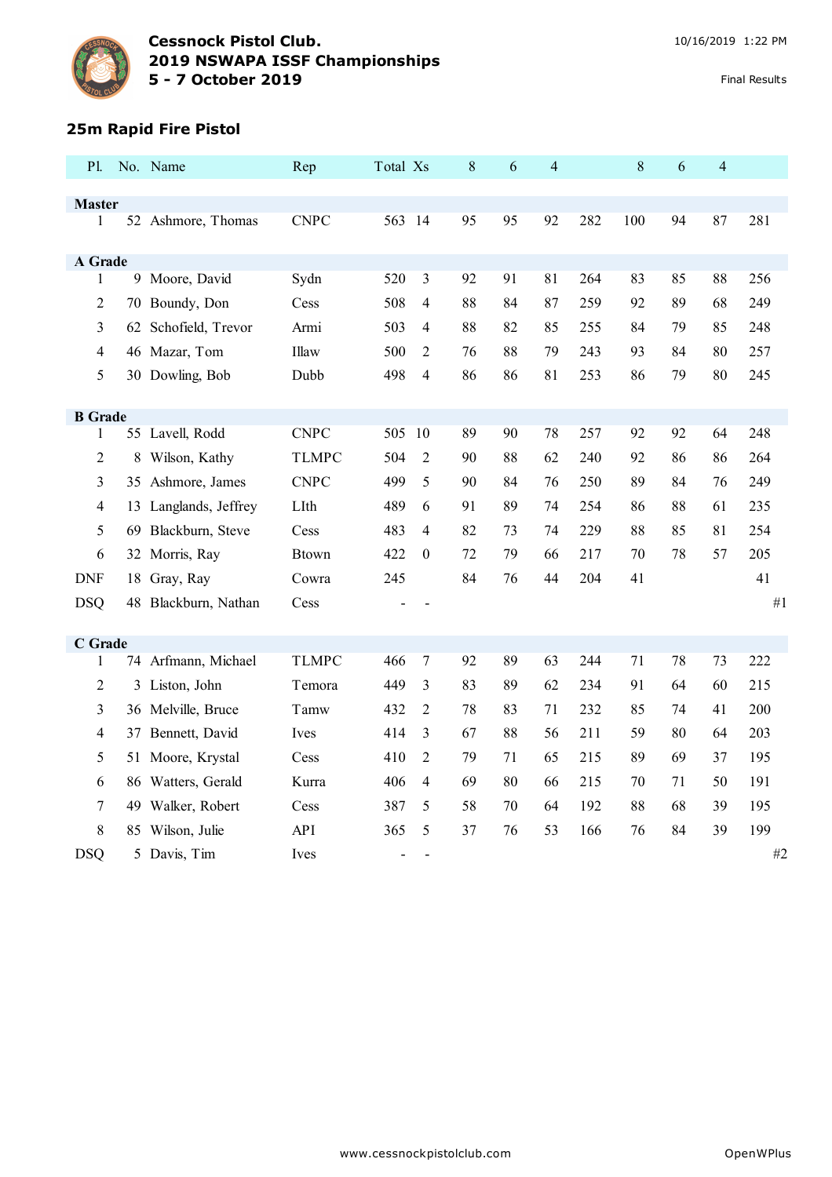**Cessnock Pistol Club.**
**2019 NSWAPA ISSF Championships**
**5 - 7 October 2019**

10/16/2019 1:22 PM

Final Results

## 25m Rapid Fire Pistol

| Pl. | No. | Name | Rep | Total | Xs | 8 | 6 | 4 | | 8 | 6 | 4 | |
|---|---|---|---|---|---|---|---|---|---|---|---|---|---|
| **Master** | | | | | | | | | | | | | |
| 1 | 52 | Ashmore, Thomas | CNPC | 563 | 14 | 95 | 95 | 92 | 282 | 100 | 94 | 87 | 281 |
| **A Grade** | | | | | | | | | | | | | |
| 1 | 9 | Moore, David | Sydn | 520 | 3 | 92 | 91 | 81 | 264 | 83 | 85 | 88 | 256 |
| 2 | 70 | Boundy, Don | Cess | 508 | 4 | 88 | 84 | 87 | 259 | 92 | 89 | 68 | 249 |
| 3 | 62 | Schofield, Trevor | Armi | 503 | 4 | 88 | 82 | 85 | 255 | 84 | 79 | 85 | 248 |
| 4 | 46 | Mazar, Tom | Illaw | 500 | 2 | 76 | 88 | 79 | 243 | 93 | 84 | 80 | 257 |
| 5 | 30 | Dowling, Bob | Dubb | 498 | 4 | 86 | 86 | 81 | 253 | 86 | 79 | 80 | 245 |
| **B Grade** | | | | | | | | | | | | | |
| 1 | 55 | Lavell, Rodd | CNPC | 505 | 10 | 89 | 90 | 78 | 257 | 92 | 92 | 64 | 248 |
| 2 | 8 | Wilson, Kathy | TLMPC | 504 | 2 | 90 | 88 | 62 | 240 | 92 | 86 | 86 | 264 |
| 3 | 35 | Ashmore, James | CNPC | 499 | 5 | 90 | 84 | 76 | 250 | 89 | 84 | 76 | 249 |
| 4 | 13 | Langlands, Jeffrey | LIth | 489 | 6 | 91 | 89 | 74 | 254 | 86 | 88 | 61 | 235 |
| 5 | 69 | Blackburn, Steve | Cess | 483 | 4 | 82 | 73 | 74 | 229 | 88 | 85 | 81 | 254 |
| 6 | 32 | Morris, Ray | Btown | 422 | 0 | 72 | 79 | 66 | 217 | 70 | 78 | 57 | 205 |
| DNF | 18 | Gray, Ray | Cowra | 245 | | 84 | 76 | 44 | 204 | 41 | | | 41 |
| DSQ | 48 | Blackburn, Nathan | Cess | - | - | | | | | | | | #1 |
| **C Grade** | | | | | | | | | | | | | |
| 1 | 74 | Arfmann, Michael | TLMPC | 466 | 7 | 92 | 89 | 63 | 244 | 71 | 78 | 73 | 222 |
| 2 | 3 | Liston, John | Temora | 449 | 3 | 83 | 89 | 62 | 234 | 91 | 64 | 60 | 215 |
| 3 | 36 | Melville, Bruce | Tamw | 432 | 2 | 78 | 83 | 71 | 232 | 85 | 74 | 41 | 200 |
| 4 | 37 | Bennett, David | Ives | 414 | 3 | 67 | 88 | 56 | 211 | 59 | 80 | 64 | 203 |
| 5 | 51 | Moore, Krystal | Cess | 410 | 2 | 79 | 71 | 65 | 215 | 89 | 69 | 37 | 195 |
| 6 | 86 | Watters, Gerald | Kurra | 406 | 4 | 69 | 80 | 66 | 215 | 70 | 71 | 50 | 191 |
| 7 | 49 | Walker, Robert | Cess | 387 | 5 | 58 | 70 | 64 | 192 | 88 | 68 | 39 | 195 |
| 8 | 85 | Wilson, Julie | API | 365 | 5 | 37 | 76 | 53 | 166 | 76 | 84 | 39 | 199 |
| DSQ | 5 | Davis, Tim | Ives | - | - | | | | | | | | #2 |

www.cessnockpistolclub.com OpenWPlus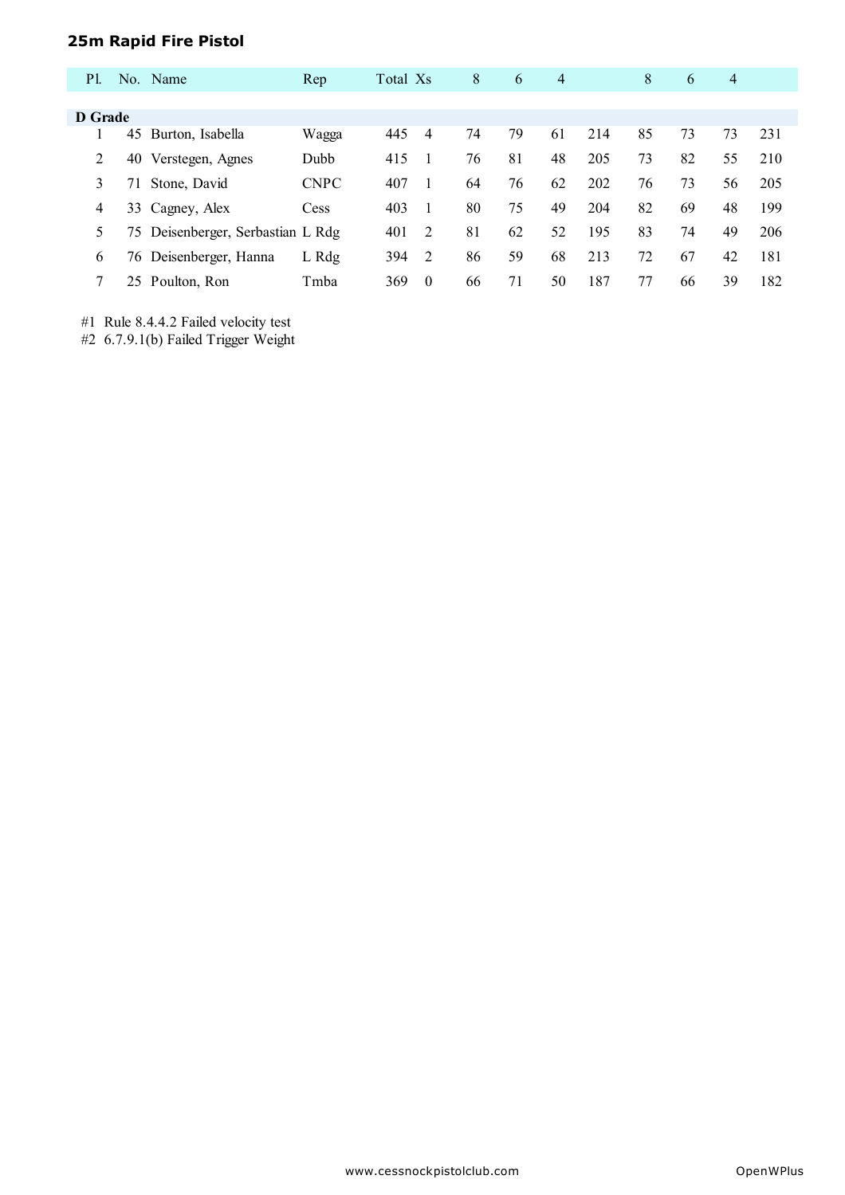### 25m Rapid Fire Pistol

| Pl. | No. | Name | Rep | Total | Xs | 8 | 6 | 4 | | 8 | 6 | 4 | |
|---|---|---|---|---|---|---|---|---|---|---|---|---|---|
| **D Grade** | | | | | | | | | | | | | |
| 1 | 45 | Burton, Isabella | Wagga | 445 | 4 | 74 | 79 | 61 | 214 | 85 | 73 | 73 | 231 |
| 2 | 40 | Verstegen, Agnes | Dubb | 415 | 1 | 76 | 81 | 48 | 205 | 73 | 82 | 55 | 210 |
| 3 | 71 | Stone, David | CNPC | 407 | 1 | 64 | 76 | 62 | 202 | 76 | 73 | 56 | 205 |
| 4 | 33 | Cagney, Alex | Cess | 403 | 1 | 80 | 75 | 49 | 204 | 82 | 69 | 48 | 199 |
| 5 | 75 | Deisenberger, Serbastian | L Rdg | 401 | 2 | 81 | 62 | 52 | 195 | 83 | 74 | 49 | 206 |
| 6 | 76 | Deisenberger, Hanna | L Rdg | 394 | 2 | 86 | 59 | 68 | 213 | 72 | 67 | 42 | 181 |
| 7 | 25 | Poulton, Ron | Tmba | 369 | 0 | 66 | 71 | 50 | 187 | 77 | 66 | 39 | 182 |

#1 Rule 8.4.4.2 Failed velocity test
#2 6.7.9.1(b) Failed Trigger Weight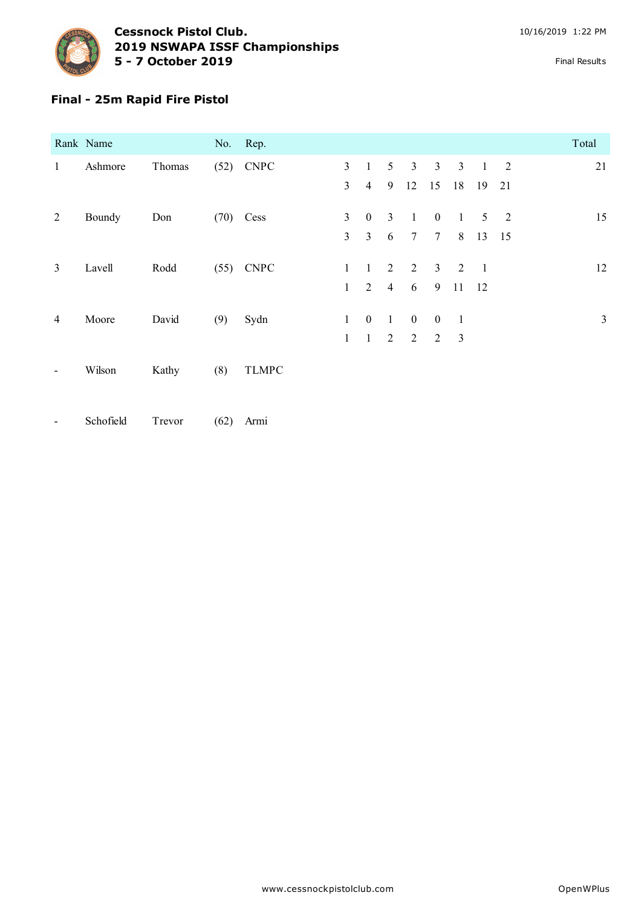**Cessnock Pistol Club.**
**2019 NSWAPA ISSF Championships**
**5 - 7 October 2019**

10/16/2019 1:22 PM

Final Results

## Final - 25m Rapid Fire Pistol

| Rank | Name | | No. | Rep. | | | | | | | | | Total |
|---|---|---|---|---|---|---|---|---|---|---|---|---|---|
| 1 | Ashmore | Thomas | (52) | CNPC | 3 | 1 | 5 | 3 | 3 | 3 | 1 | 2 | 21 |
| | | | | | 3 | 4 | 9 | 12 | 15 | 18 | 19 | 21 | |
| 2 | Boundy | Don | (70) | Cess | 3 | 0 | 3 | 1 | 0 | 1 | 5 | 2 | 15 |
| | | | | | 3 | 3 | 6 | 7 | 7 | 8 | 13 | 15 | |
| 3 | Lavell | Rodd | (55) | CNPC | 1 | 1 | 2 | 2 | 3 | 2 | 1 | | 12 |
| | | | | | 1 | 2 | 4 | 6 | 9 | 11 | 12 | | |
| 4 | Moore | David | (9) | Sydn | 1 | 0 | 1 | 0 | 0 | 1 | | | 3 |
| | | | | | 1 | 1 | 2 | 2 | 2 | 3 | | | |
| - | Wilson | Kathy | (8) | TLMPC | | | | | | | | | |
| - | Schofield | Trevor | (62) | Armi | | | | | | | | | |

www.cessnockpistolclub.com

OpenWPlus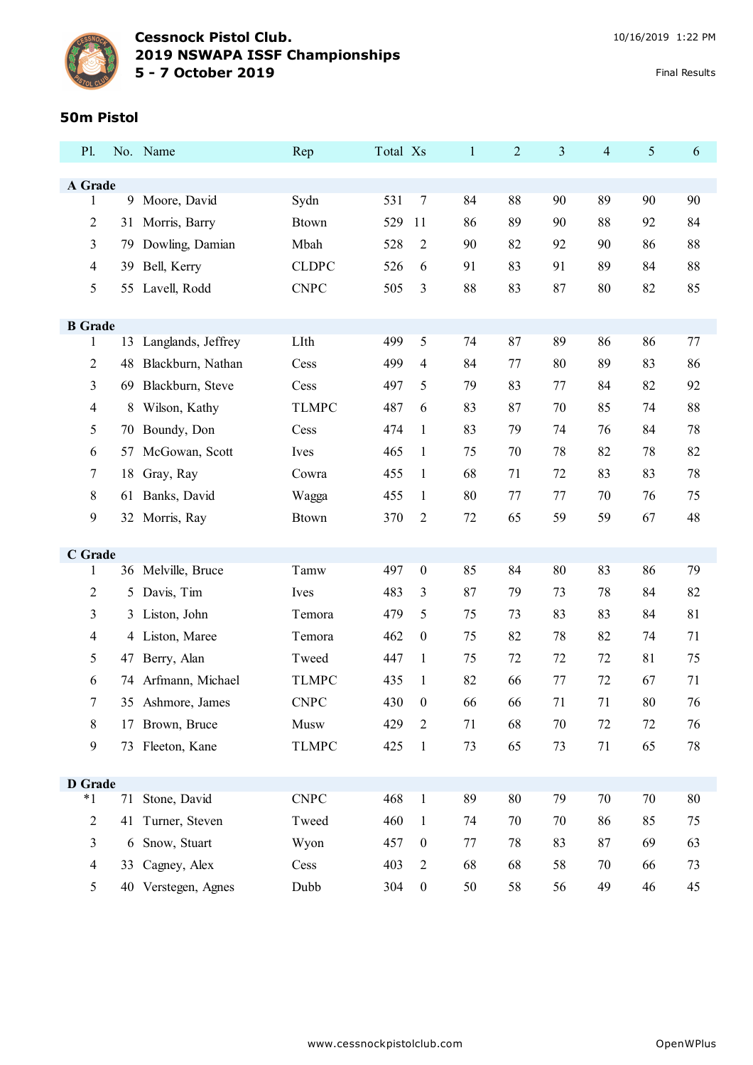# Cessnock Pistol Club.
## 2019 NSWAPA ISSF Championships
## 5 - 7 October 2019

10/16/2019 1:22 PM

Final Results

### 50m Pistol

| Pl. | No. | Name | Rep | Total | Xs | 1 | 2 | 3 | 4 | 5 | 6 |
|---|---|---|---|---|---|---|---|---|---|---|---|
| **A Grade** | | | | | | | | | | | |
| 1 | 9 | Moore, David | Sydn | 531 | 7 | 84 | 88 | 90 | 89 | 90 | 90 |
| 2 | 31 | Morris, Barry | Btown | 529 | 11 | 86 | 89 | 90 | 88 | 92 | 84 |
| 3 | 79 | Dowling, Damian | Mbah | 528 | 2 | 90 | 82 | 92 | 90 | 86 | 88 |
| 4 | 39 | Bell, Kerry | CLDPC | 526 | 6 | 91 | 83 | 91 | 89 | 84 | 88 |
| 5 | 55 | Lavell, Rodd | CNPC | 505 | 3 | 88 | 83 | 87 | 80 | 82 | 85 |
| **B Grade** | | | | | | | | | | | |
| 1 | 13 | Langlands, Jeffrey | LIth | 499 | 5 | 74 | 87 | 89 | 86 | 86 | 77 |
| 2 | 48 | Blackburn, Nathan | Cess | 499 | 4 | 84 | 77 | 80 | 89 | 83 | 86 |
| 3 | 69 | Blackburn, Steve | Cess | 497 | 5 | 79 | 83 | 77 | 84 | 82 | 92 |
| 4 | 8 | Wilson, Kathy | TLMPC | 487 | 6 | 83 | 87 | 70 | 85 | 74 | 88 |
| 5 | 70 | Boundy, Don | Cess | 474 | 1 | 83 | 79 | 74 | 76 | 84 | 78 |
| 6 | 57 | McGowan, Scott | Ives | 465 | 1 | 75 | 70 | 78 | 82 | 78 | 82 |
| 7 | 18 | Gray, Ray | Cowra | 455 | 1 | 68 | 71 | 72 | 83 | 83 | 78 |
| 8 | 61 | Banks, David | Wagga | 455 | 1 | 80 | 77 | 77 | 70 | 76 | 75 |
| 9 | 32 | Morris, Ray | Btown | 370 | 2 | 72 | 65 | 59 | 59 | 67 | 48 |
| **C Grade** | | | | | | | | | | | |
| 1 | 36 | Melville, Bruce | Tamw | 497 | 0 | 85 | 84 | 80 | 83 | 86 | 79 |
| 2 | 5 | Davis, Tim | Ives | 483 | 3 | 87 | 79 | 73 | 78 | 84 | 82 |
| 3 | 3 | Liston, John | Temora | 479 | 5 | 75 | 73 | 83 | 83 | 84 | 81 |
| 4 | 4 | Liston, Maree | Temora | 462 | 0 | 75 | 82 | 78 | 82 | 74 | 71 |
| 5 | 47 | Berry, Alan | Tweed | 447 | 1 | 75 | 72 | 72 | 72 | 81 | 75 |
| 6 | 74 | Arfmann, Michael | TLMPC | 435 | 1 | 82 | 66 | 77 | 72 | 67 | 71 |
| 7 | 35 | Ashmore, James | CNPC | 430 | 0 | 66 | 66 | 71 | 71 | 80 | 76 |
| 8 | 17 | Brown, Bruce | Musw | 429 | 2 | 71 | 68 | 70 | 72 | 72 | 76 |
| 9 | 73 | Fleeton, Kane | TLMPC | 425 | 1 | 73 | 65 | 73 | 71 | 65 | 78 |
| **D Grade** | | | | | | | | | | | |
| *1 | 71 | Stone, David | CNPC | 468 | 1 | 89 | 80 | 79 | 70 | 70 | 80 |
| 2 | 41 | Turner, Steven | Tweed | 460 | 1 | 74 | 70 | 70 | 86 | 85 | 75 |
| 3 | 6 | Snow, Stuart | Wyon | 457 | 0 | 77 | 78 | 83 | 87 | 69 | 63 |
| 4 | 33 | Cagney, Alex | Cess | 403 | 2 | 68 | 68 | 58 | 70 | 66 | 73 |
| 5 | 40 | Verstegen, Agnes | Dubb | 304 | 0 | 50 | 58 | 56 | 49 | 46 | 45 |

www.cessnockpistolclub.com OpenWPlus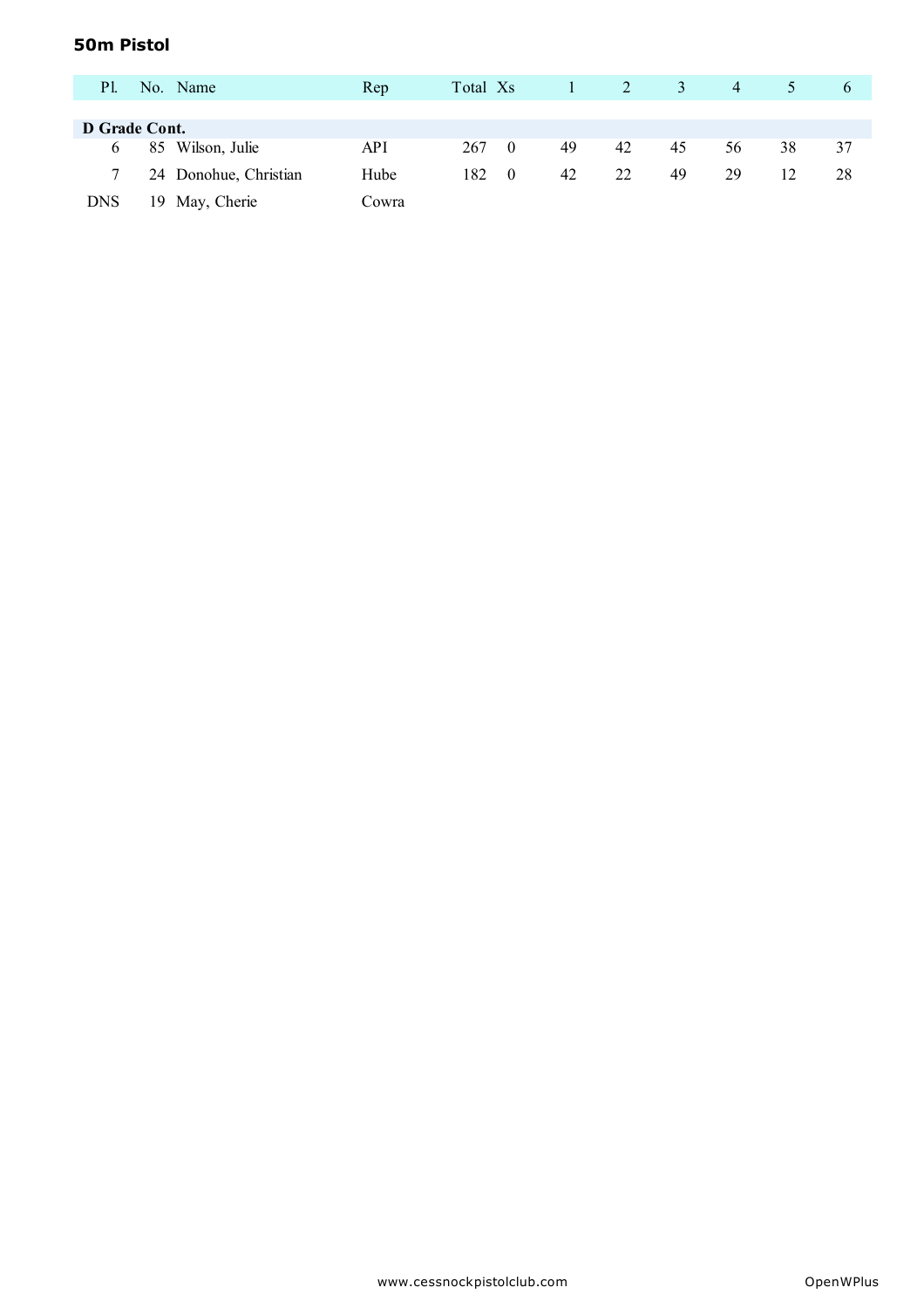## 50m Pistol

| Pl. | No. | Name | Rep | Total | Xs | 1 | 2 | 3 | 4 | 5 | 6 |
|---|---|---|---|---|---|---|---|---|---|---|---|
| **D Grade Cont.** | | | | | | | | | | | |
| 6 | 85 | Wilson, Julie | API | 267 | 0 | 49 | 42 | 45 | 56 | 38 | 37 |
| 7 | 24 | Donohue, Christian | Hube | 182 | 0 | 42 | 22 | 49 | 29 | 12 | 28 |
| DNS | 19 | May, Cherie | Cowra | | | | | | | | |

www.cessnockpistolclub.com OpenWPlus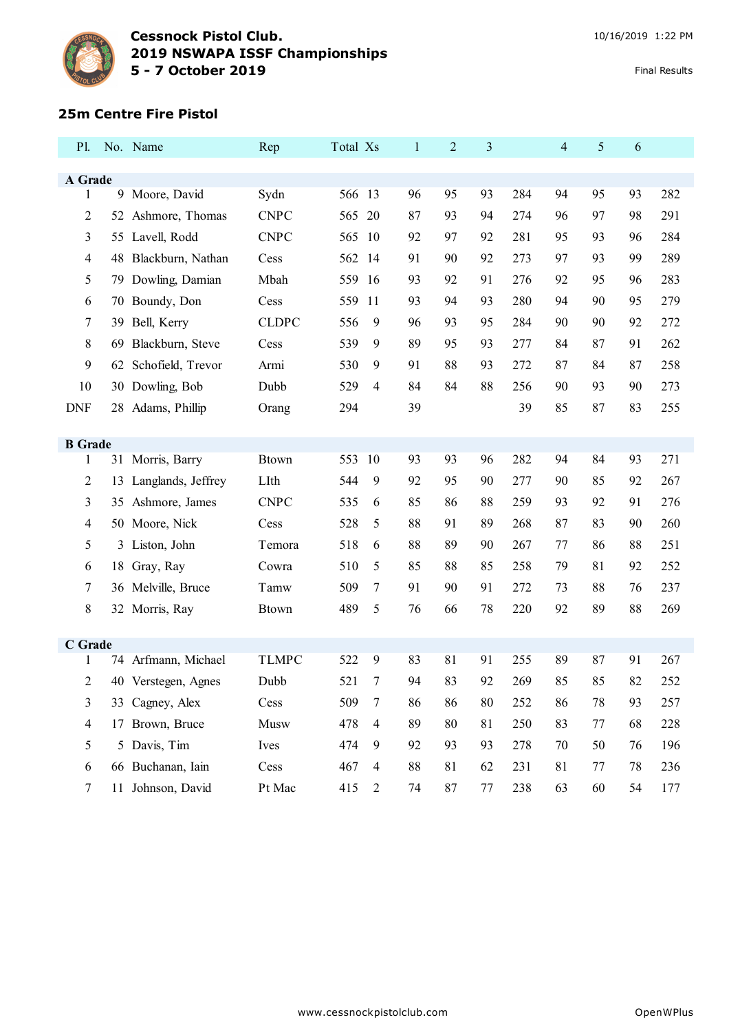# Cessnock Pistol Club.
## 2019 NSWAPA ISSF Championships
## 5 - 7 October 2019

10/16/2019 1:22 PM

Final Results

### 25m Centre Fire Pistol

| Pl. | No. | Name | Rep | Total | Xs | 1 | 2 | 3 | | 4 | 5 | 6 | |
|---|---|---|---|---|---|---|---|---|---|---|---|---|---|
| **A Grade** | | | | | | | | | | | | | |
| 1 | 9 | Moore, David | Sydn | 566 | 13 | 96 | 95 | 93 | 284 | 94 | 95 | 93 | 282 |
| 2 | 52 | Ashmore, Thomas | CNPC | 565 | 20 | 87 | 93 | 94 | 274 | 96 | 97 | 98 | 291 |
| 3 | 55 | Lavell, Rodd | CNPC | 565 | 10 | 92 | 97 | 92 | 281 | 95 | 93 | 96 | 284 |
| 4 | 48 | Blackburn, Nathan | Cess | 562 | 14 | 91 | 90 | 92 | 273 | 97 | 93 | 99 | 289 |
| 5 | 79 | Dowling, Damian | Mbah | 559 | 16 | 93 | 92 | 91 | 276 | 92 | 95 | 96 | 283 |
| 6 | 70 | Boundy, Don | Cess | 559 | 11 | 93 | 94 | 93 | 280 | 94 | 90 | 95 | 279 |
| 7 | 39 | Bell, Kerry | CLDPC | 556 | 9 | 96 | 93 | 95 | 284 | 90 | 90 | 92 | 272 |
| 8 | 69 | Blackburn, Steve | Cess | 539 | 9 | 89 | 95 | 93 | 277 | 84 | 87 | 91 | 262 |
| 9 | 62 | Schofield, Trevor | Armi | 530 | 9 | 91 | 88 | 93 | 272 | 87 | 84 | 87 | 258 |
| 10 | 30 | Dowling, Bob | Dubb | 529 | 4 | 84 | 84 | 88 | 256 | 90 | 93 | 90 | 273 |
| DNF | 28 | Adams, Phillip | Orang | 294 | | 39 | | | 39 | 85 | 87 | 83 | 255 |
| **B Grade** | | | | | | | | | | | | | |
| 1 | 31 | Morris, Barry | Btown | 553 | 10 | 93 | 93 | 96 | 282 | 94 | 84 | 93 | 271 |
| 2 | 13 | Langlands, Jeffrey | LIth | 544 | 9 | 92 | 95 | 90 | 277 | 90 | 85 | 92 | 267 |
| 3 | 35 | Ashmore, James | CNPC | 535 | 6 | 85 | 86 | 88 | 259 | 93 | 92 | 91 | 276 |
| 4 | 50 | Moore, Nick | Cess | 528 | 5 | 88 | 91 | 89 | 268 | 87 | 83 | 90 | 260 |
| 5 | 3 | Liston, John | Temora | 518 | 6 | 88 | 89 | 90 | 267 | 77 | 86 | 88 | 251 |
| 6 | 18 | Gray, Ray | Cowra | 510 | 5 | 85 | 88 | 85 | 258 | 79 | 81 | 92 | 252 |
| 7 | 36 | Melville, Bruce | Tamw | 509 | 7 | 91 | 90 | 91 | 272 | 73 | 88 | 76 | 237 |
| 8 | 32 | Morris, Ray | Btown | 489 | 5 | 76 | 66 | 78 | 220 | 92 | 89 | 88 | 269 |
| **C Grade** | | | | | | | | | | | | | |
| 1 | 74 | Arfmann, Michael | TLMPC | 522 | 9 | 83 | 81 | 91 | 255 | 89 | 87 | 91 | 267 |
| 2 | 40 | Verstegen, Agnes | Dubb | 521 | 7 | 94 | 83 | 92 | 269 | 85 | 85 | 82 | 252 |
| 3 | 33 | Cagney, Alex | Cess | 509 | 7 | 86 | 86 | 80 | 252 | 86 | 78 | 93 | 257 |
| 4 | 17 | Brown, Bruce | Musw | 478 | 4 | 89 | 80 | 81 | 250 | 83 | 77 | 68 | 228 |
| 5 | 5 | Davis, Tim | Ives | 474 | 9 | 92 | 93 | 93 | 278 | 70 | 50 | 76 | 196 |
| 6 | 66 | Buchanan, Iain | Cess | 467 | 4 | 88 | 81 | 62 | 231 | 81 | 77 | 78 | 236 |
| 7 | 11 | Johnson, David | Pt Mac | 415 | 2 | 74 | 87 | 77 | 238 | 63 | 60 | 54 | 177 |

www.cessnockpistolclub.com

OpenWPlus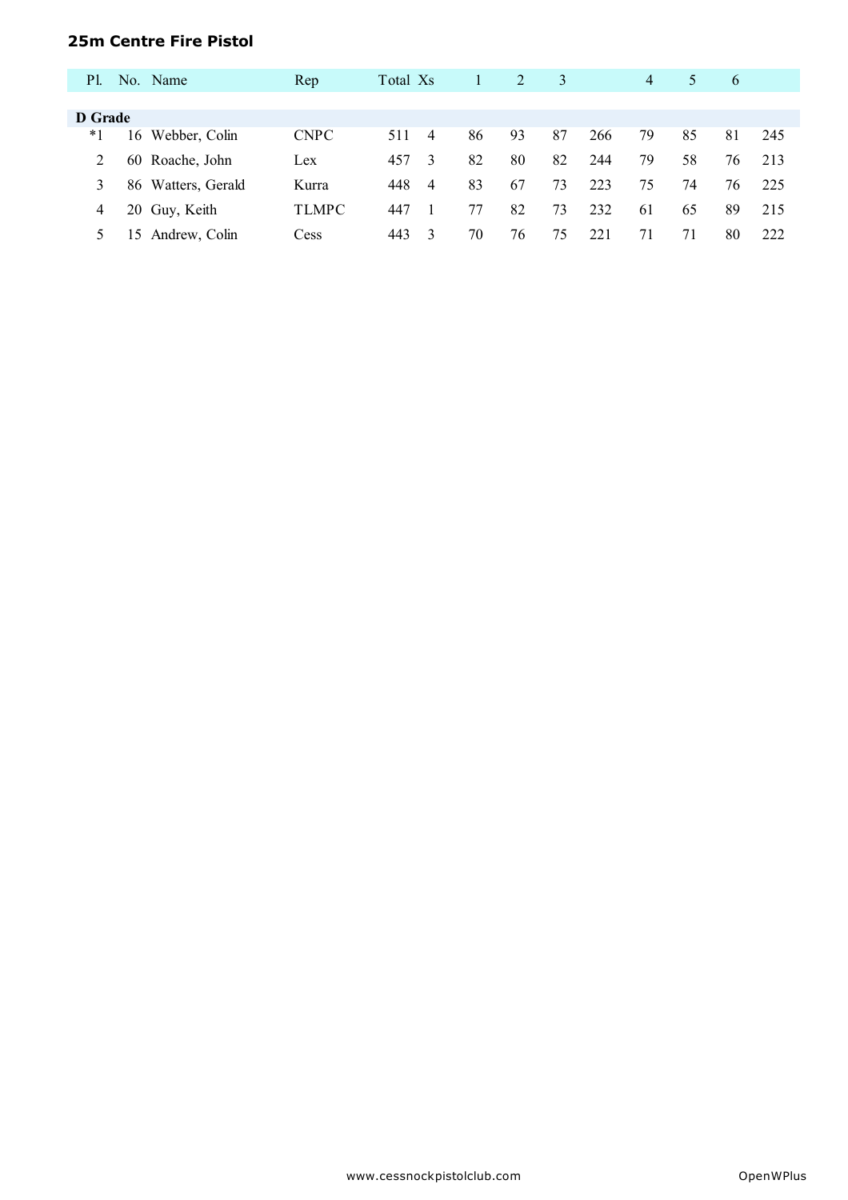## 25m Centre Fire Pistol

| Pl. | No. | Name | Rep | Total | Xs | 1 | 2 | 3 | | 4 | 5 | 6 | |
|---|---|---|---|---|---|---|---|---|---|---|---|---|---|
| **D Grade** | | | | | | | | | | | | | |
| *1 | 16 | Webber, Colin | CNPC | 511 | 4 | 86 | 93 | 87 | 266 | 79 | 85 | 81 | 245 |
| 2 | 60 | Roache, John | Lex | 457 | 3 | 82 | 80 | 82 | 244 | 79 | 58 | 76 | 213 |
| 3 | 86 | Watters, Gerald | Kurra | 448 | 4 | 83 | 67 | 73 | 223 | 75 | 74 | 76 | 225 |
| 4 | 20 | Guy, Keith | TLMPC | 447 | 1 | 77 | 82 | 73 | 232 | 61 | 65 | 89 | 215 |
| 5 | 15 | Andrew, Colin | Cess | 443 | 3 | 70 | 76 | 75 | 221 | 71 | 71 | 80 | 222 |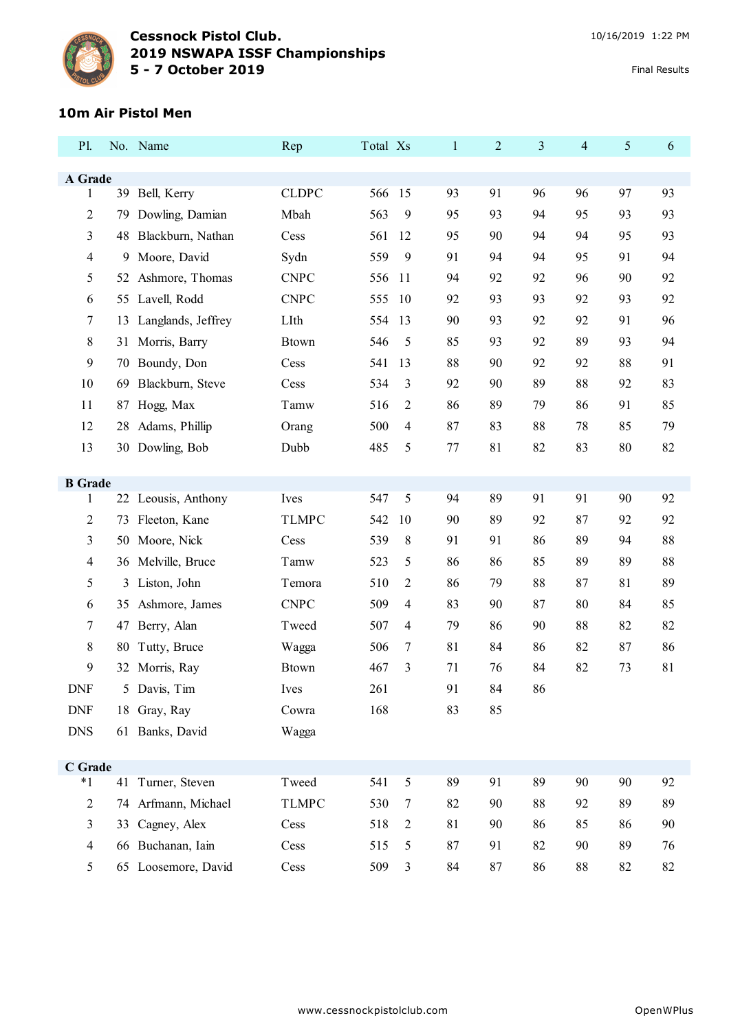**Cessnock Pistol Club.**
**2019 NSWAPA ISSF Championships**
**5 - 7 October 2019**

10/16/2019 1:22 PM

Final Results

## 10m Air Pistol Men

| Pl. | No. | Name | Rep | Total | Xs | 1 | 2 | 3 | 4 | 5 | 6 |
|---|---|---|---|---|---|---|---|---|---|---|---|
| **A Grade** | | | | | | | | | | | |
| 1 | 39 | Bell, Kerry | CLDPC | 566 | 15 | 93 | 91 | 96 | 96 | 97 | 93 |
| 2 | 79 | Dowling, Damian | Mbah | 563 | 9 | 95 | 93 | 94 | 95 | 93 | 93 |
| 3 | 48 | Blackburn, Nathan | Cess | 561 | 12 | 95 | 90 | 94 | 94 | 95 | 93 |
| 4 | 9 | Moore, David | Sydn | 559 | 9 | 91 | 94 | 94 | 95 | 91 | 94 |
| 5 | 52 | Ashmore, Thomas | CNPC | 556 | 11 | 94 | 92 | 92 | 96 | 90 | 92 |
| 6 | 55 | Lavell, Rodd | CNPC | 555 | 10 | 92 | 93 | 93 | 92 | 93 | 92 |
| 7 | 13 | Langlands, Jeffrey | LIth | 554 | 13 | 90 | 93 | 92 | 92 | 91 | 96 |
| 8 | 31 | Morris, Barry | Btown | 546 | 5 | 85 | 93 | 92 | 89 | 93 | 94 |
| 9 | 70 | Boundy, Don | Cess | 541 | 13 | 88 | 90 | 92 | 92 | 88 | 91 |
| 10 | 69 | Blackburn, Steve | Cess | 534 | 3 | 92 | 90 | 89 | 88 | 92 | 83 |
| 11 | 87 | Hogg, Max | Tamw | 516 | 2 | 86 | 89 | 79 | 86 | 91 | 85 |
| 12 | 28 | Adams, Phillip | Orang | 500 | 4 | 87 | 83 | 88 | 78 | 85 | 79 |
| 13 | 30 | Dowling, Bob | Dubb | 485 | 5 | 77 | 81 | 82 | 83 | 80 | 82 |
| **B Grade** | | | | | | | | | | | |
| 1 | 22 | Leousis, Anthony | Ives | 547 | 5 | 94 | 89 | 91 | 91 | 90 | 92 |
| 2 | 73 | Fleeton, Kane | TLMPC | 542 | 10 | 90 | 89 | 92 | 87 | 92 | 92 |
| 3 | 50 | Moore, Nick | Cess | 539 | 8 | 91 | 91 | 86 | 89 | 94 | 88 |
| 4 | 36 | Melville, Bruce | Tamw | 523 | 5 | 86 | 86 | 85 | 89 | 89 | 88 |
| 5 | 3 | Liston, John | Temora | 510 | 2 | 86 | 79 | 88 | 87 | 81 | 89 |
| 6 | 35 | Ashmore, James | CNPC | 509 | 4 | 83 | 90 | 87 | 80 | 84 | 85 |
| 7 | 47 | Berry, Alan | Tweed | 507 | 4 | 79 | 86 | 90 | 88 | 82 | 82 |
| 8 | 80 | Tutty, Bruce | Wagga | 506 | 7 | 81 | 84 | 86 | 82 | 87 | 86 |
| 9 | 32 | Morris, Ray | Btown | 467 | 3 | 71 | 76 | 84 | 82 | 73 | 81 |
| DNF | 5 | Davis, Tim | Ives | 261 | | 91 | 84 | 86 | | | |
| DNF | 18 | Gray, Ray | Cowra | 168 | | 83 | 85 | | | | |
| DNS | 61 | Banks, David | Wagga | | | | | | | | |
| **C Grade** | | | | | | | | | | | |
| *1 | 41 | Turner, Steven | Tweed | 541 | 5 | 89 | 91 | 89 | 90 | 90 | 92 |
| 2 | 74 | Arfmann, Michael | TLMPC | 530 | 7 | 82 | 90 | 88 | 92 | 89 | 89 |
| 3 | 33 | Cagney, Alex | Cess | 518 | 2 | 81 | 90 | 86 | 85 | 86 | 90 |
| 4 | 66 | Buchanan, Iain | Cess | 515 | 5 | 87 | 91 | 82 | 90 | 89 | 76 |
| 5 | 65 | Loosemore, David | Cess | 509 | 3 | 84 | 87 | 86 | 88 | 82 | 82 |

www.cessnockpistolclub.com

OpenWPlus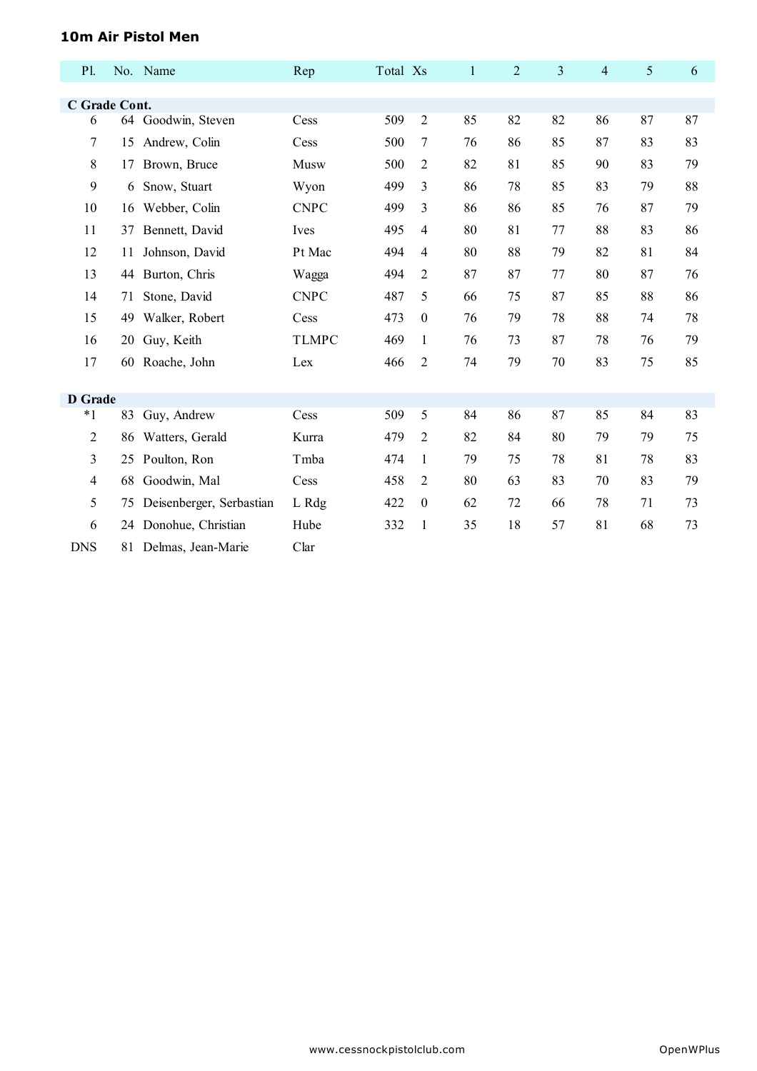### 10m Air Pistol Men

| Pl. | No. | Name | Rep | Total | Xs | 1 | 2 | 3 | 4 | 5 | 6 |
|---|---|---|---|---|---|---|---|---|---|---|---|
| **C Grade Cont.** | | | | | | | | | | | |
| 6 | 64 | Goodwin, Steven | Cess | 509 | 2 | 85 | 82 | 82 | 86 | 87 | 87 |
| 7 | 15 | Andrew, Colin | Cess | 500 | 7 | 76 | 86 | 85 | 87 | 83 | 83 |
| 8 | 17 | Brown, Bruce | Musw | 500 | 2 | 82 | 81 | 85 | 90 | 83 | 79 |
| 9 | 6 | Snow, Stuart | Wyon | 499 | 3 | 86 | 78 | 85 | 83 | 79 | 88 |
| 10 | 16 | Webber, Colin | CNPC | 499 | 3 | 86 | 86 | 85 | 76 | 87 | 79 |
| 11 | 37 | Bennett, David | Ives | 495 | 4 | 80 | 81 | 77 | 88 | 83 | 86 |
| 12 | 11 | Johnson, David | Pt Mac | 494 | 4 | 80 | 88 | 79 | 82 | 81 | 84 |
| 13 | 44 | Burton, Chris | Wagga | 494 | 2 | 87 | 87 | 77 | 80 | 87 | 76 |
| 14 | 71 | Stone, David | CNPC | 487 | 5 | 66 | 75 | 87 | 85 | 88 | 86 |
| 15 | 49 | Walker, Robert | Cess | 473 | 0 | 76 | 79 | 78 | 88 | 74 | 78 |
| 16 | 20 | Guy, Keith | TLMPC | 469 | 1 | 76 | 73 | 87 | 78 | 76 | 79 |
| 17 | 60 | Roache, John | Lex | 466 | 2 | 74 | 79 | 70 | 83 | 75 | 85 |
| **D Grade** | | | | | | | | | | | |
| *1 | 83 | Guy, Andrew | Cess | 509 | 5 | 84 | 86 | 87 | 85 | 84 | 83 |
| 2 | 86 | Watters, Gerald | Kurra | 479 | 2 | 82 | 84 | 80 | 79 | 79 | 75 |
| 3 | 25 | Poulton, Ron | Tmba | 474 | 1 | 79 | 75 | 78 | 81 | 78 | 83 |
| 4 | 68 | Goodwin, Mal | Cess | 458 | 2 | 80 | 63 | 83 | 70 | 83 | 79 |
| 5 | 75 | Deisenberger, Serbastian | L Rdg | 422 | 0 | 62 | 72 | 66 | 78 | 71 | 73 |
| 6 | 24 | Donohue, Christian | Hube | 332 | 1 | 35 | 18 | 57 | 81 | 68 | 73 |
| DNS | 81 | Delmas, Jean-Marie | Clar | | | | | | | | |

www.cessnockpistolclub.com OpenWPlus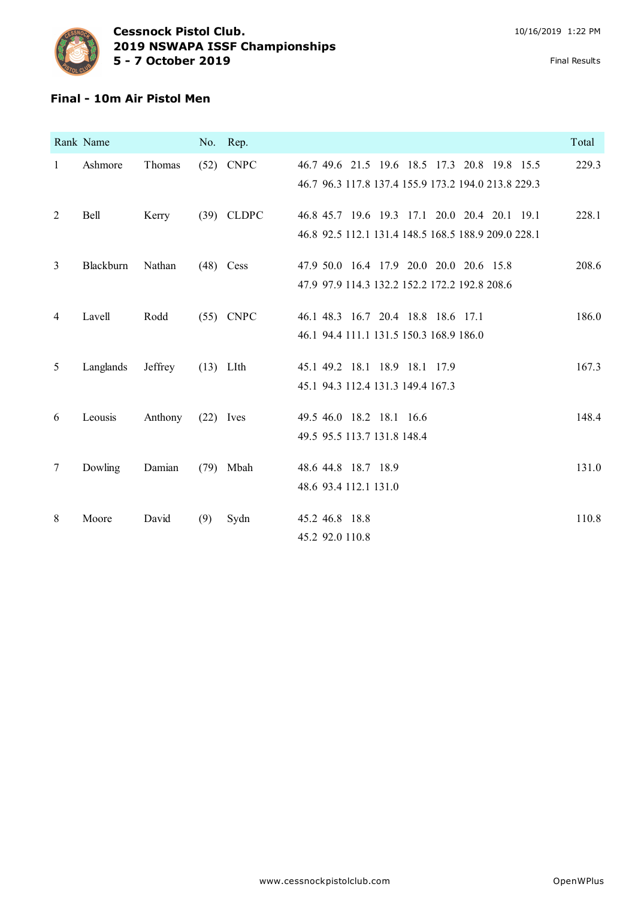**Cessnock Pistol Club.**
**2019 NSWAPA ISSF Championships**
**5 - 7 October 2019**

10/16/2019 1:22 PM

Final Results

### Final - 10m Air Pistol Men

| Rank | Name | | No. | Rep. | | Total |
|---|---|---|---|---|---|---|
| 1 | Ashmore | Thomas | (52) | CNPC | 46.7 49.6 21.5 19.6 18.5 17.3 20.8 19.8 15.5<br>46.7 96.3 117.8 137.4 155.9 173.2 194.0 213.8 229.3 | 229.3 |
| 2 | Bell | Kerry | (39) | CLDPC | 46.8 45.7 19.6 19.3 17.1 20.0 20.4 20.1 19.1<br>46.8 92.5 112.1 131.4 148.5 168.5 188.9 209.0 228.1 | 228.1 |
| 3 | Blackburn | Nathan | (48) | Cess | 47.9 50.0 16.4 17.9 20.0 20.0 20.6 15.8<br>47.9 97.9 114.3 132.2 152.2 172.2 192.8 208.6 | 208.6 |
| 4 | Lavell | Rodd | (55) | CNPC | 46.1 48.3 16.7 20.4 18.8 18.6 17.1<br>46.1 94.4 111.1 131.5 150.3 168.9 186.0 | 186.0 |
| 5 | Langlands | Jeffrey | (13) | LIth | 45.1 49.2 18.1 18.9 18.1 17.9<br>45.1 94.3 112.4 131.3 149.4 167.3 | 167.3 |
| 6 | Leousis | Anthony | (22) | Ives | 49.5 46.0 18.2 18.1 16.6<br>49.5 95.5 113.7 131.8 148.4 | 148.4 |
| 7 | Dowling | Damian | (79) | Mbah | 48.6 44.8 18.7 18.9<br>48.6 93.4 112.1 131.0 | 131.0 |
| 8 | Moore | David | (9) | Sydn | 45.2 46.8 18.8<br>45.2 92.0 110.8 | 110.8 |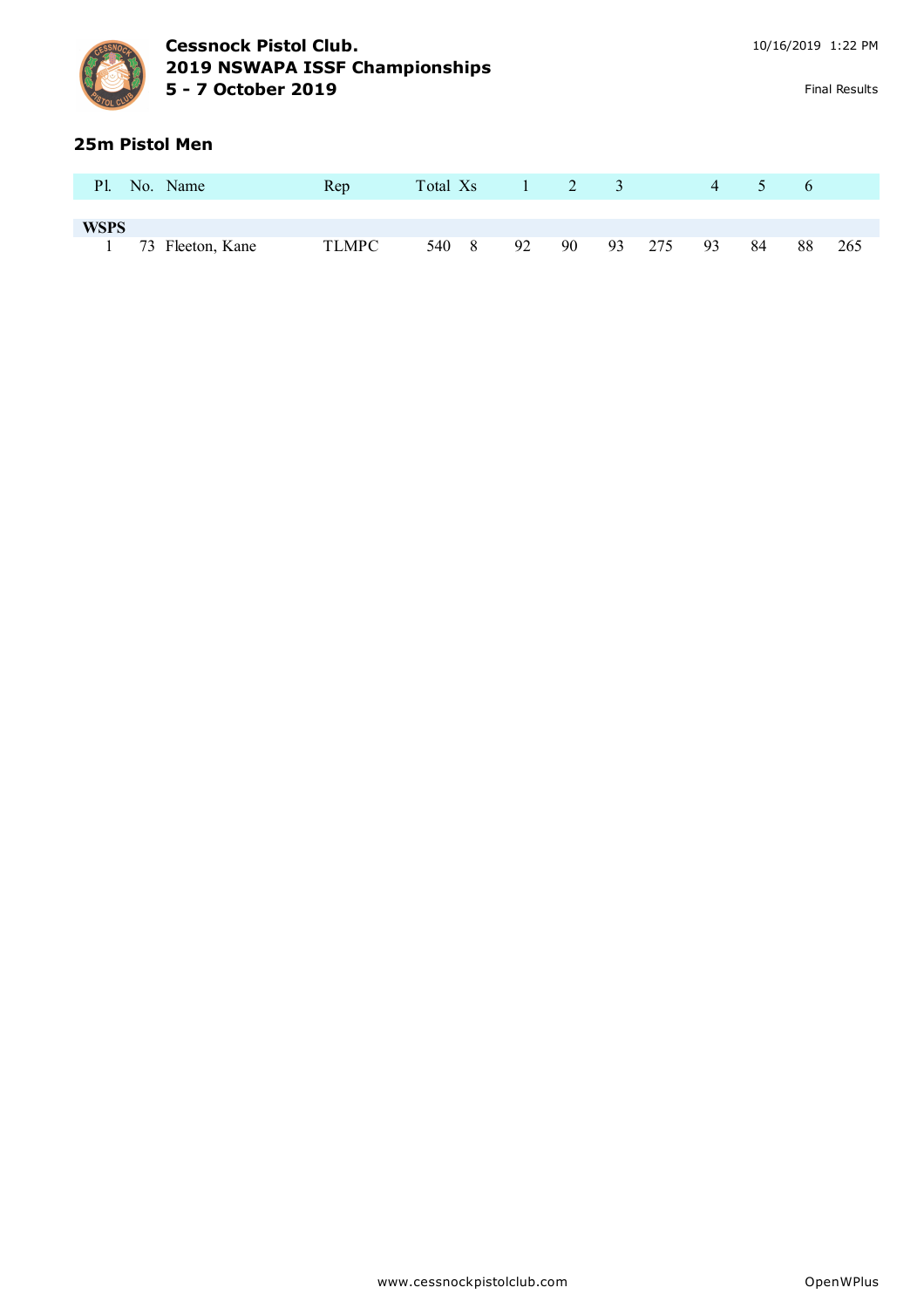# Cessnock Pistol Club.
## 2019 NSWAPA ISSF Championships
## 5 - 7 October 2019

Final Results

### 25m Pistol Men

| Pl. | No. | Name | Rep | Total | Xs | 1 | 2 | 3 | | 4 | 5 | 6 | |
|---|---|---|---|---|---|---|---|---|---|---|---|---|---|
| **WSPS** | | | | | | | | | | | | | |
| 1 | 73 | Fleeton, Kane | TLMPC | 540 | 8 | 92 | 90 | 93 | 275 | 93 | 84 | 88 | 265 |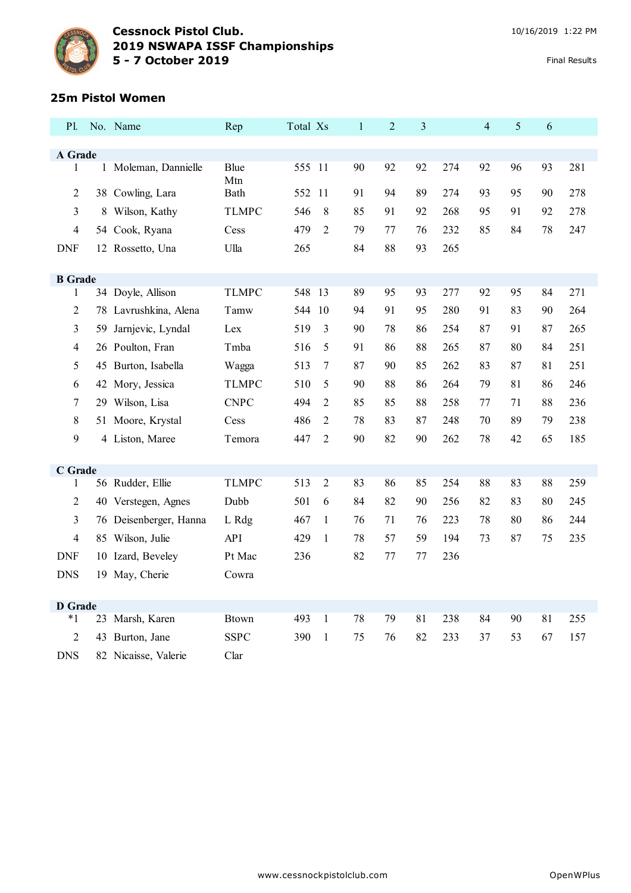**Cessnock Pistol Club.**
**2019 NSWAPA ISSF Championships**
**5 - 7 October 2019**

10/16/2019 1:22 PM

Final Results

## 25m Pistol Women

| Pl. | No. | Name | Rep | Total | Xs | 1 | 2 | 3 | | 4 | 5 | 6 | |
|---|---|---|---|---|---|---|---|---|---|---|---|---|---|
| **A Grade** | | | | | | | | | | | | | |
| 1 | 1 | Moleman, Dannielle | Blue Mtn | 555 | 11 | 90 | 92 | 92 | 274 | 92 | 96 | 93 | 281 |
| 2 | 38 | Cowling, Lara | Bath | 552 | 11 | 91 | 94 | 89 | 274 | 93 | 95 | 90 | 278 |
| 3 | 8 | Wilson, Kathy | TLMPC | 546 | 8 | 85 | 91 | 92 | 268 | 95 | 91 | 92 | 278 |
| 4 | 54 | Cook, Ryana | Cess | 479 | 2 | 79 | 77 | 76 | 232 | 85 | 84 | 78 | 247 |
| DNF | 12 | Rossetto, Una | Ulla | 265 | | 84 | 88 | 93 | 265 | | | | |
| **B Grade** | | | | | | | | | | | | | |
| 1 | 34 | Doyle, Allison | TLMPC | 548 | 13 | 89 | 95 | 93 | 277 | 92 | 95 | 84 | 271 |
| 2 | 78 | Lavrushkina, Alena | Tamw | 544 | 10 | 94 | 91 | 95 | 280 | 91 | 83 | 90 | 264 |
| 3 | 59 | Jarnjevic, Lyndal | Lex | 519 | 3 | 90 | 78 | 86 | 254 | 87 | 91 | 87 | 265 |
| 4 | 26 | Poulton, Fran | Tmba | 516 | 5 | 91 | 86 | 88 | 265 | 87 | 80 | 84 | 251 |
| 5 | 45 | Burton, Isabella | Wagga | 513 | 7 | 87 | 90 | 85 | 262 | 83 | 87 | 81 | 251 |
| 6 | 42 | Mory, Jessica | TLMPC | 510 | 5 | 90 | 88 | 86 | 264 | 79 | 81 | 86 | 246 |
| 7 | 29 | Wilson, Lisa | CNPC | 494 | 2 | 85 | 85 | 88 | 258 | 77 | 71 | 88 | 236 |
| 8 | 51 | Moore, Krystal | Cess | 486 | 2 | 78 | 83 | 87 | 248 | 70 | 89 | 79 | 238 |
| 9 | 4 | Liston, Maree | Temora | 447 | 2 | 90 | 82 | 90 | 262 | 78 | 42 | 65 | 185 |
| **C Grade** | | | | | | | | | | | | | |
| 1 | 56 | Rudder, Ellie | TLMPC | 513 | 2 | 83 | 86 | 85 | 254 | 88 | 83 | 88 | 259 |
| 2 | 40 | Verstegen, Agnes | Dubb | 501 | 6 | 84 | 82 | 90 | 256 | 82 | 83 | 80 | 245 |
| 3 | 76 | Deisenberger, Hanna | L Rdg | 467 | 1 | 76 | 71 | 76 | 223 | 78 | 80 | 86 | 244 |
| 4 | 85 | Wilson, Julie | API | 429 | 1 | 78 | 57 | 59 | 194 | 73 | 87 | 75 | 235 |
| DNF | 10 | Izard, Beveley | Pt Mac | 236 | | 82 | 77 | 77 | 236 | | | | |
| DNS | 19 | May, Cherie | Cowra | | | | | | | | | | |
| **D Grade** | | | | | | | | | | | | | |
| *1 | 23 | Marsh, Karen | Btown | 493 | 1 | 78 | 79 | 81 | 238 | 84 | 90 | 81 | 255 |
| 2 | 43 | Burton, Jane | SSPC | 390 | 1 | 75 | 76 | 82 | 233 | 37 | 53 | 67 | 157 |
| DNS | 82 | Nicaisse, Valerie | Clar | | | | | | | | | | |

www.cessnockpistolclub.com

OpenWPlus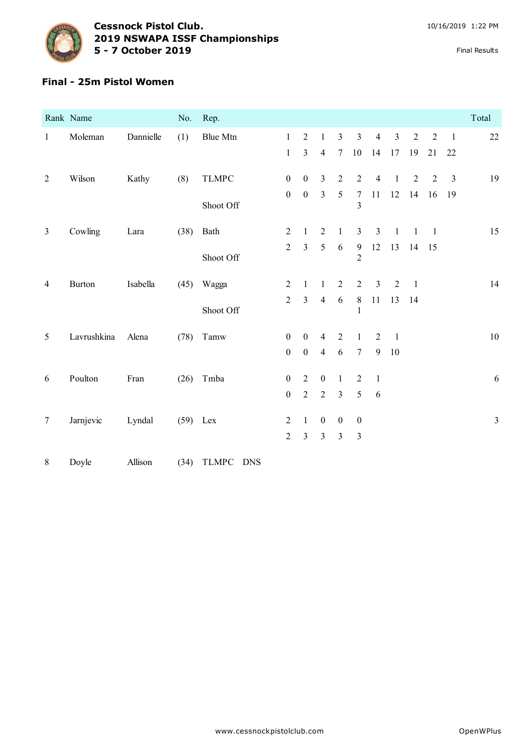**Cessnock Pistol Club.**
**2019 NSWAPA ISSF Championships**
**5 - 7 October 2019**

10/16/2019 1:22 PM

Final Results

## Final - 25m Pistol Women

| Rank | Name | | No. | Rep. | | | | | | | | | | | Total |
|---|---|---|---|---|---|---|---|---|---|---|---|---|---|---|---|
| 1 | Moleman | Dannielle | (1) | Blue Mtn | 1 | 2 | 1 | 3 | 3 | 4 | 3 | 2 | 2 | 1 | 22 |
| | | | | | 1 | 3 | 4 | 7 | 10 | 14 | 17 | 19 | 21 | 22 | |
| 2 | Wilson | Kathy | (8) | TLMPC | 0 | 0 | 3 | 2 | 2 | 4 | 1 | 2 | 2 | 3 | 19 |
| | | | | | 0 | 0 | 3 | 5 | 7 | 11 | 12 | 14 | 16 | 19 | |
| | | | | Shoot Off | | | | | 3 | | | | | | |
| 3 | Cowling | Lara | (38) | Bath | 2 | 1 | 2 | 1 | 3 | 3 | 1 | 1 | 1 | | 15 |
| | | | | | 2 | 3 | 5 | 6 | 9 | 12 | 13 | 14 | 15 | | |
| | | | | Shoot Off | | | | | 2 | | | | | | |
| 4 | Burton | Isabella | (45) | Wagga | 2 | 1 | 1 | 2 | 2 | 3 | 2 | 1 | | | 14 |
| | | | | | 2 | 3 | 4 | 6 | 8 | 11 | 13 | 14 | | | |
| | | | | Shoot Off | | | | | 1 | | | | | | |
| 5 | Lavrushkina | Alena | (78) | Tamw | 0 | 0 | 4 | 2 | 1 | 2 | 1 | | | | 10 |
| | | | | | 0 | 0 | 4 | 6 | 7 | 9 | 10 | | | | |
| 6 | Poulton | Fran | (26) | Tmba | 0 | 2 | 0 | 1 | 2 | 1 | | | | | 6 |
| | | | | | 0 | 2 | 2 | 3 | 5 | 6 | | | | | |
| 7 | Jarnjevic | Lyndal | (59) | Lex | 2 | 1 | 0 | 0 | 0 | | | | | | 3 |
| | | | | | 2 | 3 | 3 | 3 | 3 | | | | | | |
| 8 | Doyle | Allison | (34) | TLMPC DNS | | | | | | | | | | | |

www.cessnockpistolclub.com

OpenWPlus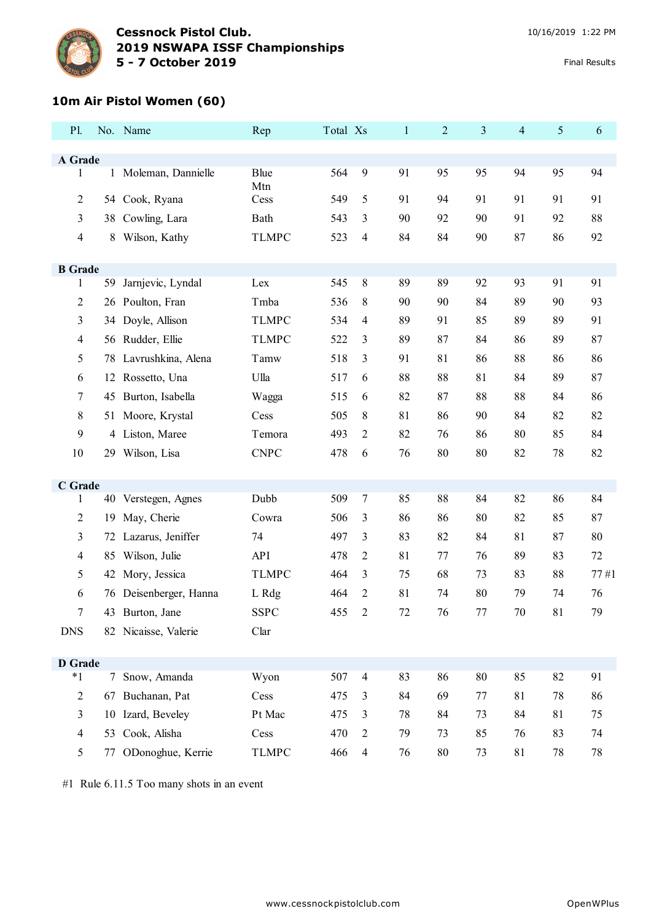**Cessnock Pistol Club.**
**2019 NSWAPA ISSF Championships**
**5 - 7 October 2019**

10/16/2019 1:22 PM

Final Results

### 10m Air Pistol Women (60)

| Pl. | No. | Name | Rep | Total | Xs | 1 | 2 | 3 | 4 | 5 | 6 |
|---|---|---|---|---|---|---|---|---|---|---|---|
| **A Grade** | | | | | | | | | | | |
| 1 | 1 | Moleman, Dannielle | Blue Mtn | 564 | 9 | 91 | 95 | 95 | 94 | 95 | 94 |
| 2 | 54 | Cook, Ryana | Cess | 549 | 5 | 91 | 94 | 91 | 91 | 91 | 91 |
| 3 | 38 | Cowling, Lara | Bath | 543 | 3 | 90 | 92 | 90 | 91 | 92 | 88 |
| 4 | 8 | Wilson, Kathy | TLMPC | 523 | 4 | 84 | 84 | 90 | 87 | 86 | 92 |
| **B Grade** | | | | | | | | | | | |
| 1 | 59 | Jarnjevic, Lyndal | Lex | 545 | 8 | 89 | 89 | 92 | 93 | 91 | 91 |
| 2 | 26 | Poulton, Fran | Tmba | 536 | 8 | 90 | 90 | 84 | 89 | 90 | 93 |
| 3 | 34 | Doyle, Allison | TLMPC | 534 | 4 | 89 | 91 | 85 | 89 | 89 | 91 |
| 4 | 56 | Rudder, Ellie | TLMPC | 522 | 3 | 89 | 87 | 84 | 86 | 89 | 87 |
| 5 | 78 | Lavrushkina, Alena | Tamw | 518 | 3 | 91 | 81 | 86 | 88 | 86 | 86 |
| 6 | 12 | Rossetto, Una | Ulla | 517 | 6 | 88 | 88 | 81 | 84 | 89 | 87 |
| 7 | 45 | Burton, Isabella | Wagga | 515 | 6 | 82 | 87 | 88 | 88 | 84 | 86 |
| 8 | 51 | Moore, Krystal | Cess | 505 | 8 | 81 | 86 | 90 | 84 | 82 | 82 |
| 9 | 4 | Liston, Maree | Temora | 493 | 2 | 82 | 76 | 86 | 80 | 85 | 84 |
| 10 | 29 | Wilson, Lisa | CNPC | 478 | 6 | 76 | 80 | 80 | 82 | 78 | 82 |
| **C Grade** | | | | | | | | | | | |
| 1 | 40 | Verstegen, Agnes | Dubb | 509 | 7 | 85 | 88 | 84 | 82 | 86 | 84 |
| 2 | 19 | May, Cherie | Cowra | 506 | 3 | 86 | 86 | 80 | 82 | 85 | 87 |
| 3 | 72 | Lazarus, Jeniffer | 74 | 497 | 3 | 83 | 82 | 84 | 81 | 87 | 80 |
| 4 | 85 | Wilson, Julie | API | 478 | 2 | 81 | 77 | 76 | 89 | 83 | 72 |
| 5 | 42 | Mory, Jessica | TLMPC | 464 | 3 | 75 | 68 | 73 | 83 | 88 | 77 #1 |
| 6 | 76 | Deisenberger, Hanna | L Rdg | 464 | 2 | 81 | 74 | 80 | 79 | 74 | 76 |
| 7 | 43 | Burton, Jane | SSPC | 455 | 2 | 72 | 76 | 77 | 70 | 81 | 79 |
| DNS | 82 | Nicaisse, Valerie | Clar | | | | | | | | |
| **D Grade** | | | | | | | | | | | |
| *1 | 7 | Snow, Amanda | Wyon | 507 | 4 | 83 | 86 | 80 | 85 | 82 | 91 |
| 2 | 67 | Buchanan, Pat | Cess | 475 | 3 | 84 | 69 | 77 | 81 | 78 | 86 |
| 3 | 10 | Izard, Beveley | Pt Mac | 475 | 3 | 78 | 84 | 73 | 84 | 81 | 75 |
| 4 | 53 | Cook, Alisha | Cess | 470 | 2 | 79 | 73 | 85 | 76 | 83 | 74 |
| 5 | 77 | ODonoghue, Kerrie | TLMPC | 466 | 4 | 76 | 80 | 73 | 81 | 78 | 78 |

#1 Rule 6.11.5 Too many shots in an event

www.cessnockpistolclub.com

OpenWPlus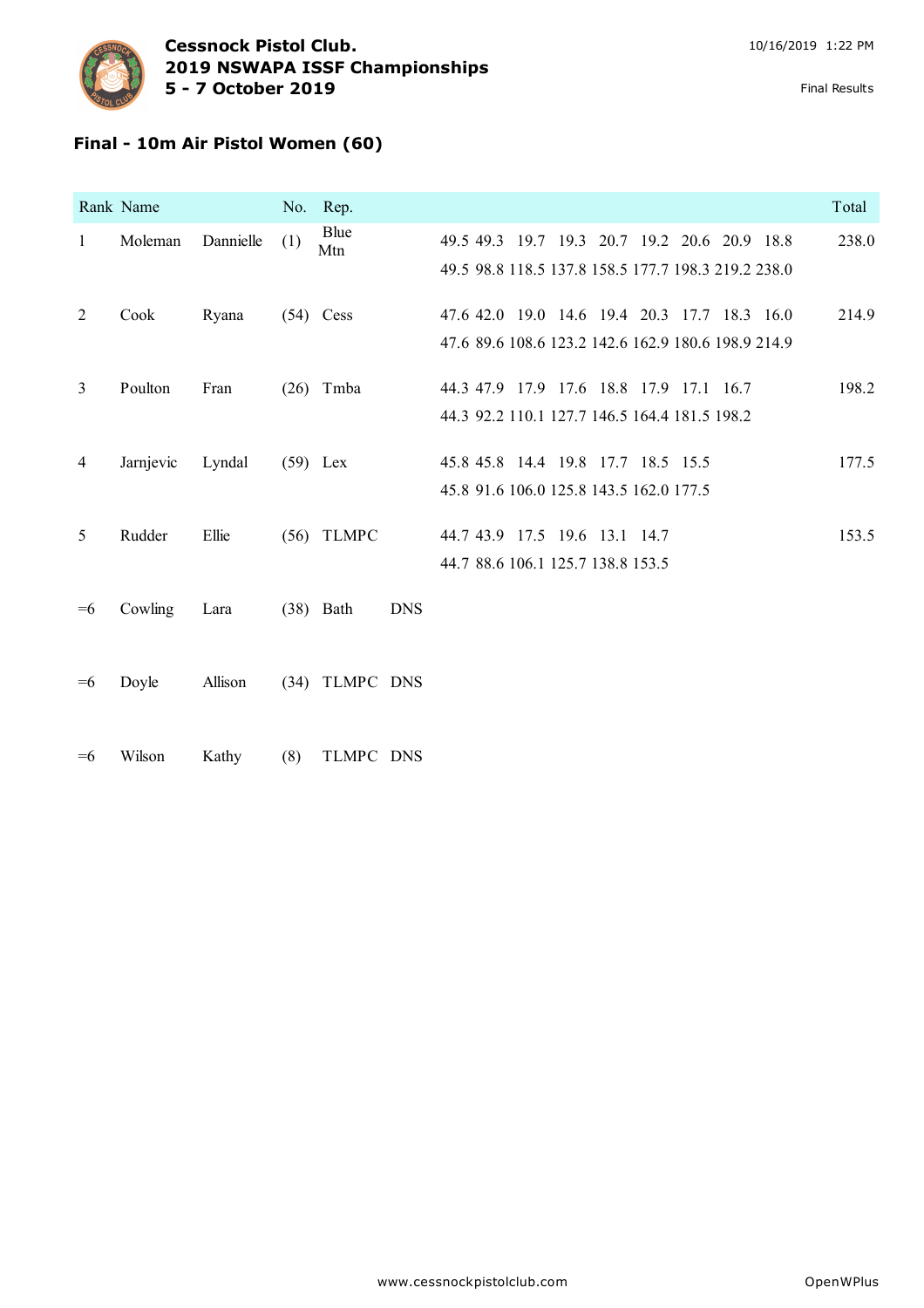**Cessnock Pistol Club.**
**2019 NSWAPA ISSF Championships**
**5 - 7 October 2019**

10/16/2019 1:22 PM

Final Results

## Final - 10m Air Pistol Women (60)

| Rank | Name | | No. | Rep. | | | Total |
|---|---|---|---|---|---|---|---|
| 1 | Moleman | Dannielle | (1) | Blue Mtn | | 49.5 49.3 19.7 19.3 20.7 19.2 20.6 20.9 18.8<br>49.5 98.8 118.5 137.8 158.5 177.7 198.3 219.2 238.0 | 238.0 |
| 2 | Cook | Ryana | (54) | Cess | | 47.6 42.0 19.0 14.6 19.4 20.3 17.7 18.3 16.0<br>47.6 89.6 108.6 123.2 142.6 162.9 180.6 198.9 214.9 | 214.9 |
| 3 | Poulton | Fran | (26) | Tmba | | 44.3 47.9 17.9 17.6 18.8 17.9 17.1 16.7<br>44.3 92.2 110.1 127.7 146.5 164.4 181.5 198.2 | 198.2 |
| 4 | Jarnjevic | Lyndal | (59) | Lex | | 45.8 45.8 14.4 19.8 17.7 18.5 15.5<br>45.8 91.6 106.0 125.8 143.5 162.0 177.5 | 177.5 |
| 5 | Rudder | Ellie | (56) | TLMPC | | 44.7 43.9 17.5 19.6 13.1 14.7<br>44.7 88.6 106.1 125.7 138.8 153.5 | 153.5 |
| =6 | Cowling | Lara | (38) | Bath | DNS | | |
| =6 | Doyle | Allison | (34) | TLMPC | DNS | | |
| =6 | Wilson | Kathy | (8) | TLMPC | DNS | | |

www.cessnockpistolclub.com

OpenWPlus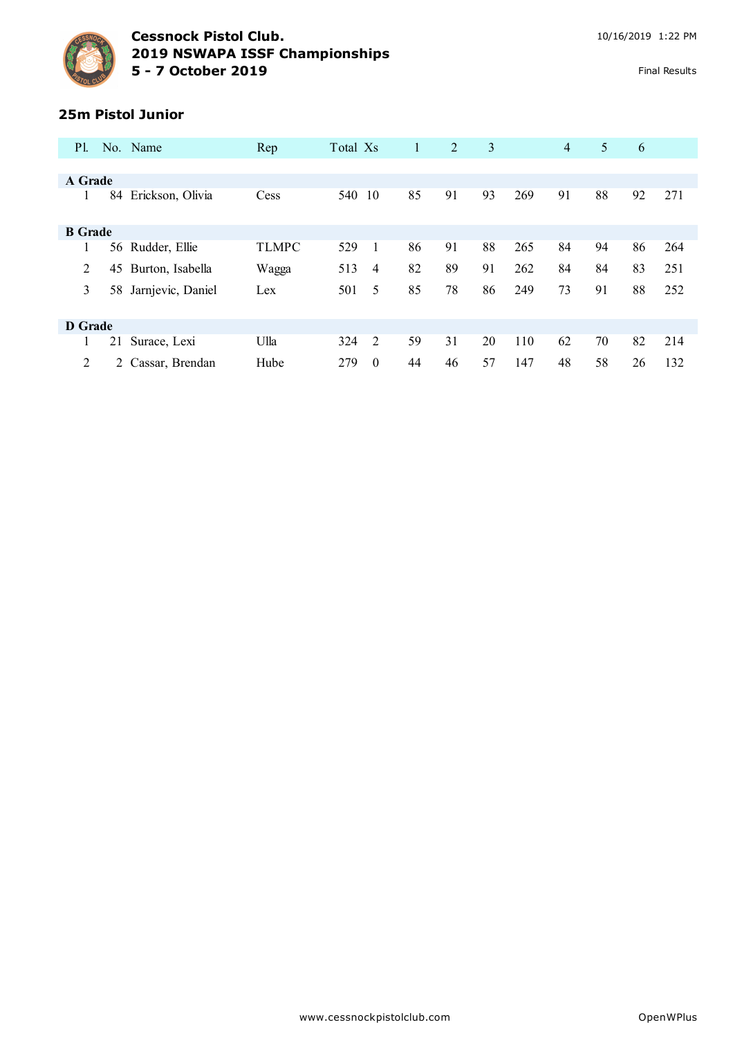**Cessnock Pistol Club.**
**2019 NSWAPA ISSF Championships**
**5 - 7 October 2019**

10/16/2019 1:22 PM

Final Results

### 25m Pistol Junior

| Pl. | No. | Name | Rep | Total | Xs | 1 | 2 | 3 | | 4 | 5 | 6 | |
|---|---|---|---|---|---|---|---|---|---|---|---|---|---|
| **A Grade** | | | | | | | | | | | | | |
| 1 | 84 | Erickson, Olivia | Cess | 540 | 10 | 85 | 91 | 93 | 269 | 91 | 88 | 92 | 271 |
| **B Grade** | | | | | | | | | | | | | |
| 1 | 56 | Rudder, Ellie | TLMPC | 529 | 1 | 86 | 91 | 88 | 265 | 84 | 94 | 86 | 264 |
| 2 | 45 | Burton, Isabella | Wagga | 513 | 4 | 82 | 89 | 91 | 262 | 84 | 84 | 83 | 251 |
| 3 | 58 | Jarnjevic, Daniel | Lex | 501 | 5 | 85 | 78 | 86 | 249 | 73 | 91 | 88 | 252 |
| **D Grade** | | | | | | | | | | | | | |
| 1 | 21 | Surace, Lexi | Ulla | 324 | 2 | 59 | 31 | 20 | 110 | 62 | 70 | 82 | 214 |
| 2 | 2 | Cassar, Brendan | Hube | 279 | 0 | 44 | 46 | 57 | 147 | 48 | 58 | 26 | 132 |

www.cessnockpistolclub.com

OpenWPlus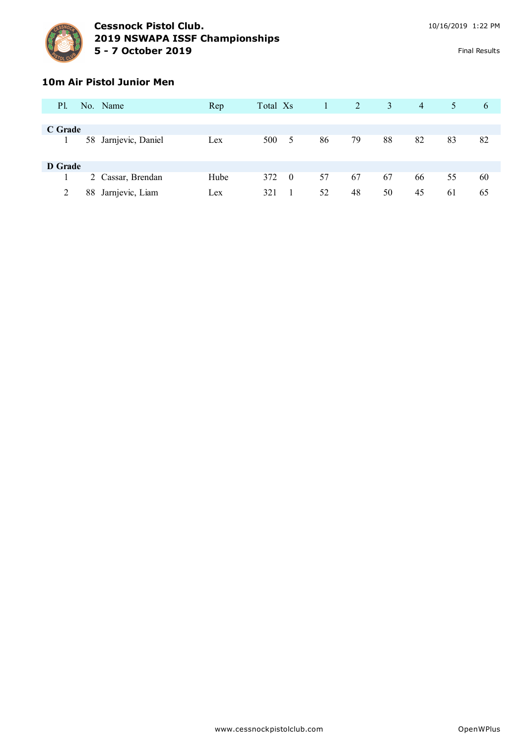# Cessnock Pistol Club.
## 2019 NSWAPA ISSF Championships
## 5 - 7 October 2019

10/16/2019 1:22 PM

Final Results

### 10m Air Pistol Junior Men

| Pl. | No. | Name | Rep | Total | Xs | 1 | 2 | 3 | 4 | 5 | 6 |
|---|---|---|---|---|---|---|---|---|---|---|---|
| **C Grade** | | | | | | | | | | | |
| 1 | 58 | Jarnjevic, Daniel | Lex | 500 | 5 | 86 | 79 | 88 | 82 | 83 | 82 |
| **D Grade** | | | | | | | | | | | |
| 1 | 2 | Cassar, Brendan | Hube | 372 | 0 | 57 | 67 | 67 | 66 | 55 | 60 |
| 2 | 88 | Jarnjevic, Liam | Lex | 321 | 1 | 52 | 48 | 50 | 45 | 61 | 65 |

www.cessnockpistolclub.com

OpenWPlus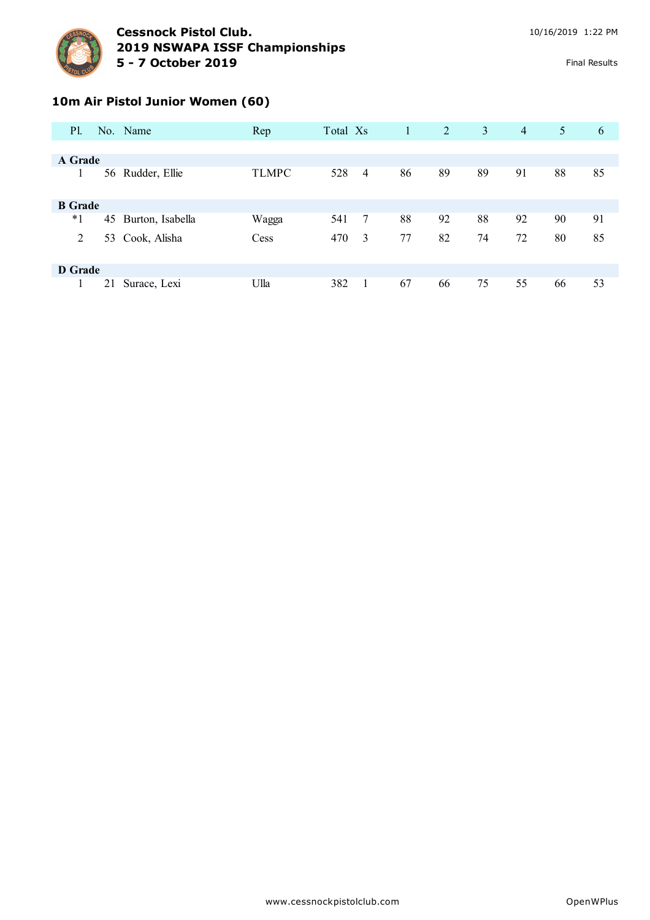**Cessnock Pistol Club.**
**2019 NSWAPA ISSF Championships**
**5 - 7 October 2019**

10/16/2019 1:22 PM

Final Results

### 10m Air Pistol Junior Women (60)

| Pl. | No. | Name | Rep | Total | Xs | 1 | 2 | 3 | 4 | 5 | 6 |
|---|---|---|---|---|---|---|---|---|---|---|---|
| **A Grade** | | | | | | | | | | | |
| 1 | 56 | Rudder, Ellie | TLMPC | 528 | 4 | 86 | 89 | 89 | 91 | 88 | 85 |
| **B Grade** | | | | | | | | | | | |
| *1 | 45 | Burton, Isabella | Wagga | 541 | 7 | 88 | 92 | 88 | 92 | 90 | 91 |
| 2 | 53 | Cook, Alisha | Cess | 470 | 3 | 77 | 82 | 74 | 72 | 80 | 85 |
| **D Grade** | | | | | | | | | | | |
| 1 | 21 | Surace, Lexi | Ulla | 382 | 1 | 67 | 66 | 75 | 55 | 66 | 53 |

www.cessnockpistolclub.com

OpenWPlus